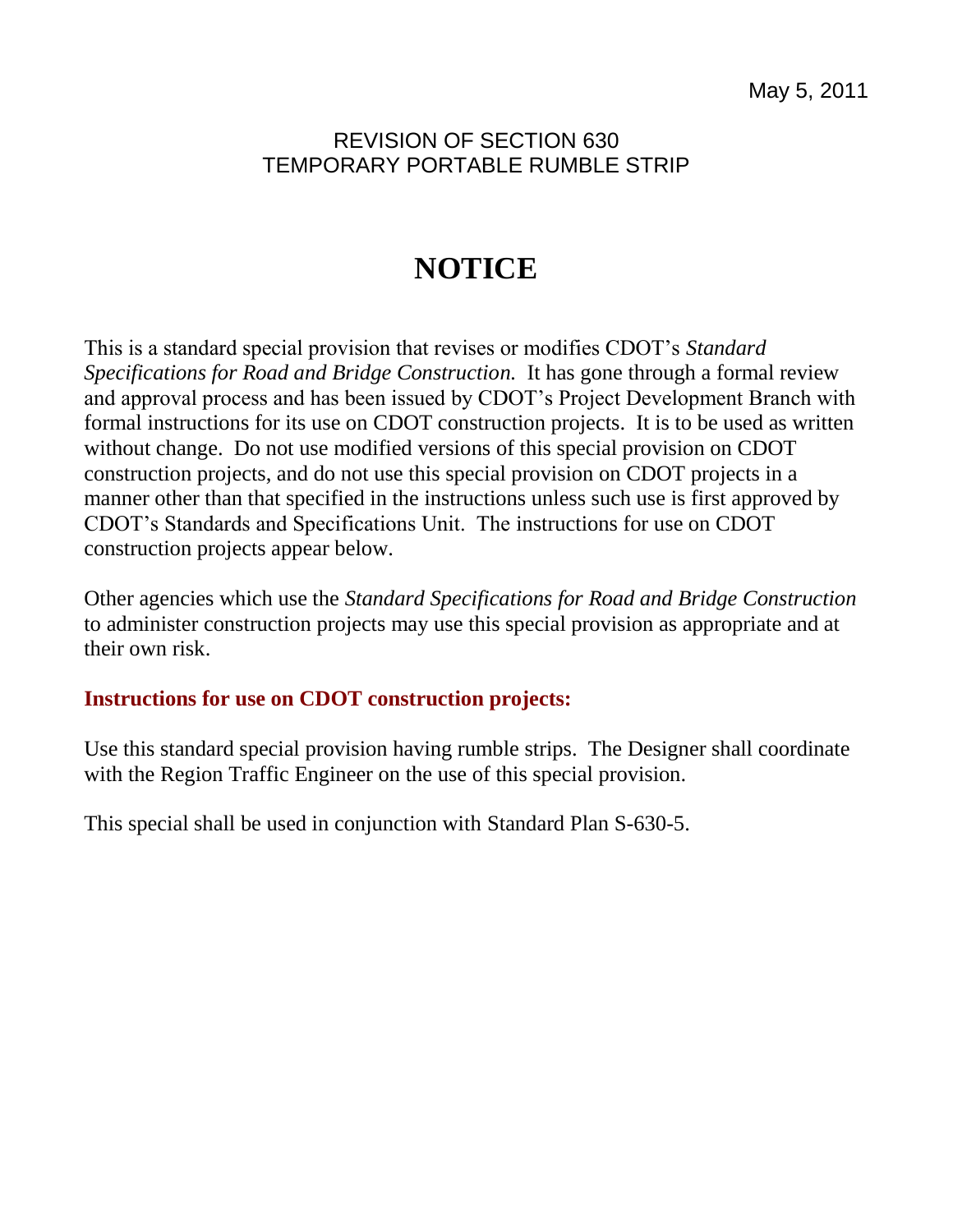May 5, 2011

REVISION OF SECTION 630
TEMPORARY PORTABLE RUMBLE STRIP

# NOTICE

This is a standard special provision that revises or modifies CDOT's *Standard Specifications for Road and Bridge Construction.* It has gone through a formal review and approval process and has been issued by CDOT's Project Development Branch with formal instructions for its use on CDOT construction projects. It is to be used as written without change. Do not use modified versions of this special provision on CDOT construction projects, and do not use this special provision on CDOT projects in a manner other than that specified in the instructions unless such use is first approved by CDOT's Standards and Specifications Unit. The instructions for use on CDOT construction projects appear below.

Other agencies which use the *Standard Specifications for Road and Bridge Construction* to administer construction projects may use this special provision as appropriate and at their own risk.

**Instructions for use on CDOT construction projects:**

Use this standard special provision having rumble strips. The Designer shall coordinate with the Region Traffic Engineer on the use of this special provision.

This special shall be used in conjunction with Standard Plan S-630-5.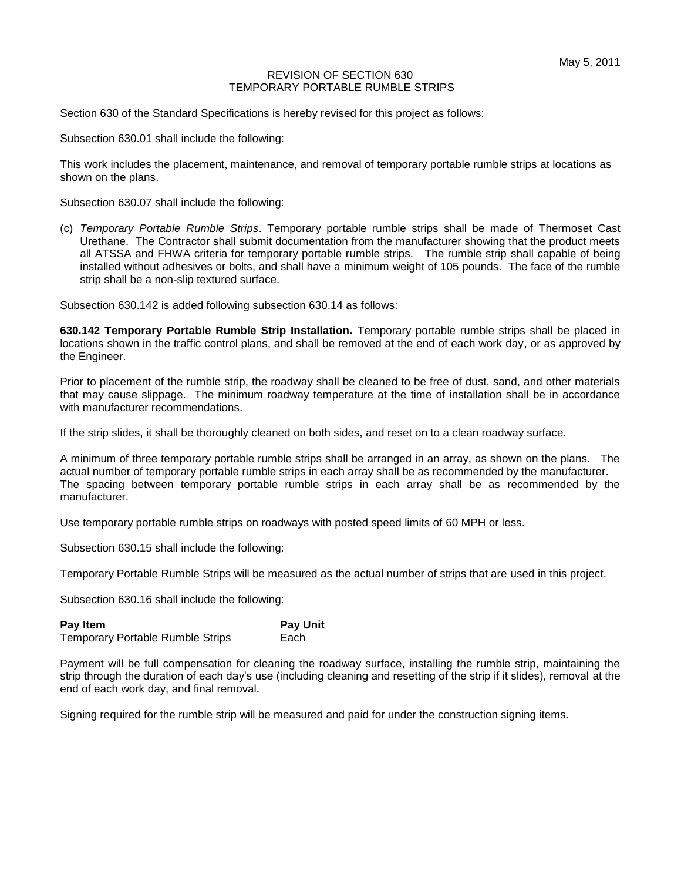May 5, 2011

REVISION OF SECTION 630
TEMPORARY PORTABLE RUMBLE STRIPS

Section 630 of the Standard Specifications is hereby revised for this project as follows:

Subsection 630.01 shall include the following:

This work includes the placement, maintenance, and removal of temporary portable rumble strips at locations as shown on the plans.

Subsection 630.07 shall include the following:

(c) *Temporary Portable Rumble Strips*. Temporary portable rumble strips shall be made of Thermoset Cast Urethane. The Contractor shall submit documentation from the manufacturer showing that the product meets all ATSSA and FHWA criteria for temporary portable rumble strips. The rumble strip shall capable of being installed without adhesives or bolts, and shall have a minimum weight of 105 pounds. The face of the rumble strip shall be a non-slip textured surface.

Subsection 630.142 is added following subsection 630.14 as follows:

**630.142 Temporary Portable Rumble Strip Installation.** Temporary portable rumble strips shall be placed in locations shown in the traffic control plans, and shall be removed at the end of each work day, or as approved by the Engineer.

Prior to placement of the rumble strip, the roadway shall be cleaned to be free of dust, sand, and other materials that may cause slippage. The minimum roadway temperature at the time of installation shall be in accordance with manufacturer recommendations.

If the strip slides, it shall be thoroughly cleaned on both sides, and reset on to a clean roadway surface.

A minimum of three temporary portable rumble strips shall be arranged in an array, as shown on the plans. The actual number of temporary portable rumble strips in each array shall be as recommended by the manufacturer. The spacing between temporary portable rumble strips in each array shall be as recommended by the manufacturer.

Use temporary portable rumble strips on roadways with posted speed limits of 60 MPH or less.

Subsection 630.15 shall include the following:

Temporary Portable Rumble Strips will be measured as the actual number of strips that are used in this project.

Subsection 630.16 shall include the following:

| **Pay Item** | **Pay Unit** |
|---|---|
| Temporary Portable Rumble Strips | Each |

Payment will be full compensation for cleaning the roadway surface, installing the rumble strip, maintaining the strip through the duration of each day's use (including cleaning and resetting of the strip if it slides), removal at the end of each work day, and final removal.

Signing required for the rumble strip will be measured and paid for under the construction signing items.